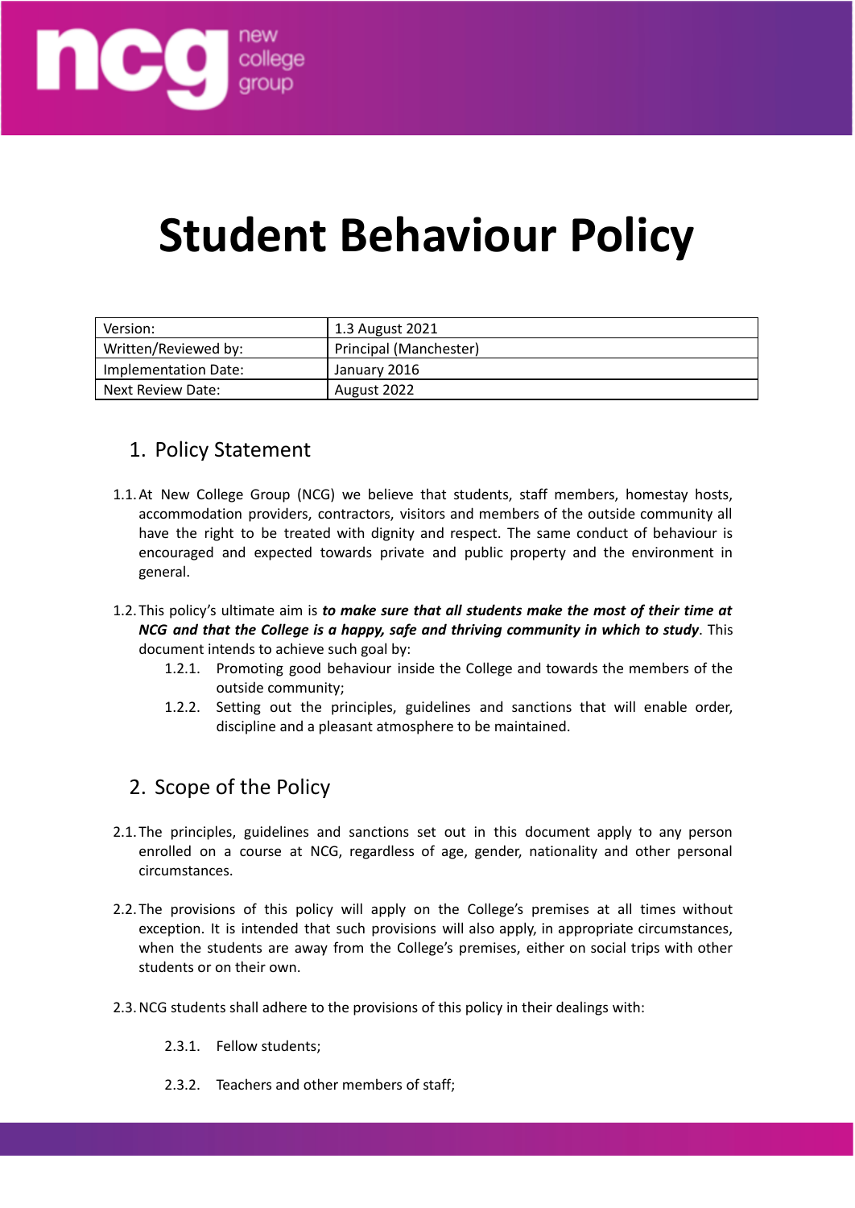# Student Behaviour Policy

| Version: | 1.3 August 2021 |
| --- | --- |
| Written/Reviewed by: | Principal (Manchester) |
| Implementation Date: | January 2016 |
| Next Review Date: | August 2022 |

## 1. Policy Statement

1.1. At New College Group (NCG) we believe that students, staff members, homestay hosts, accommodation providers, contractors, visitors and members of the outside community all have the right to be treated with dignity and respect. The same conduct of behaviour is encouraged and expected towards private and public property and the environment in general.

1.2. This policy's ultimate aim is ***to make sure that all students make the most of their time at NCG and that the College is a happy, safe and thriving community in which to study***. This document intends to achieve such goal by:

- 1.2.1. Promoting good behaviour inside the College and towards the members of the outside community;
- 1.2.2. Setting out the principles, guidelines and sanctions that will enable order, discipline and a pleasant atmosphere to be maintained.

## 2. Scope of the Policy

2.1. The principles, guidelines and sanctions set out in this document apply to any person enrolled on a course at NCG, regardless of age, gender, nationality and other personal circumstances.

2.2. The provisions of this policy will apply on the College's premises at all times without exception. It is intended that such provisions will also apply, in appropriate circumstances, when the students are away from the College's premises, either on social trips with other students or on their own.

2.3. NCG students shall adhere to the provisions of this policy in their dealings with:

- 2.3.1. Fellow students;
- 2.3.2. Teachers and other members of staff;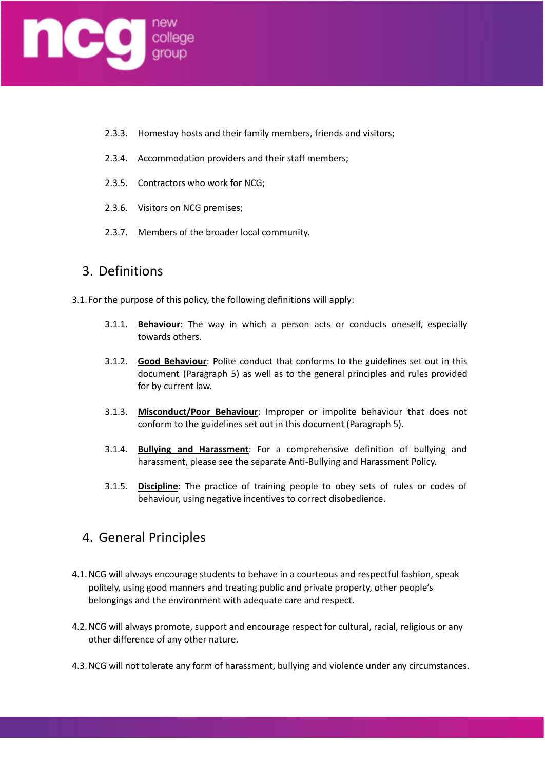2.3.3. Homestay hosts and their family members, friends and visitors;

2.3.4. Accommodation providers and their staff members;

2.3.5. Contractors who work for NCG;

2.3.6. Visitors on NCG premises;

2.3.7. Members of the broader local community.

## 3. Definitions

3.1. For the purpose of this policy, the following definitions will apply:

3.1.1. **Behaviour**: The way in which a person acts or conducts oneself, especially towards others.

3.1.2. **Good Behaviour**: Polite conduct that conforms to the guidelines set out in this document (Paragraph 5) as well as to the general principles and rules provided for by current law.

3.1.3. **Misconduct/Poor Behaviour**: Improper or impolite behaviour that does not conform to the guidelines set out in this document (Paragraph 5).

3.1.4. **Bullying and Harassment**: For a comprehensive definition of bullying and harassment, please see the separate Anti-Bullying and Harassment Policy.

3.1.5. **Discipline**: The practice of training people to obey sets of rules or codes of behaviour, using negative incentives to correct disobedience.

## 4. General Principles

4.1. NCG will always encourage students to behave in a courteous and respectful fashion, speak politely, using good manners and treating public and private property, other people's belongings and the environment with adequate care and respect.

4.2. NCG will always promote, support and encourage respect for cultural, racial, religious or any other difference of any other nature.

4.3. NCG will not tolerate any form of harassment, bullying and violence under any circumstances.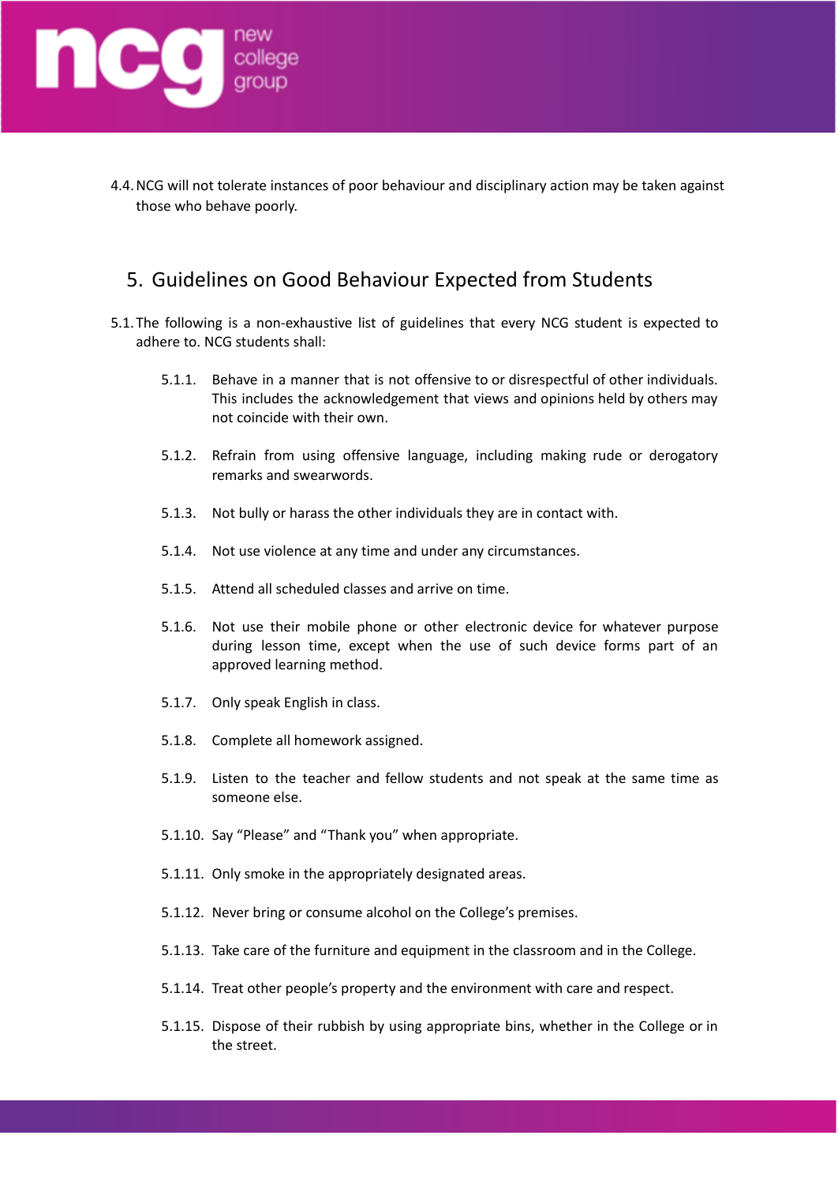4.4. NCG will not tolerate instances of poor behaviour and disciplinary action may be taken against those who behave poorly.

## 5. Guidelines on Good Behaviour Expected from Students

5.1. The following is a non-exhaustive list of guidelines that every NCG student is expected to adhere to. NCG students shall:

- 5.1.1. Behave in a manner that is not offensive to or disrespectful of other individuals. This includes the acknowledgement that views and opinions held by others may not coincide with their own.
- 5.1.2. Refrain from using offensive language, including making rude or derogatory remarks and swearwords.
- 5.1.3. Not bully or harass the other individuals they are in contact with.
- 5.1.4. Not use violence at any time and under any circumstances.
- 5.1.5. Attend all scheduled classes and arrive on time.
- 5.1.6. Not use their mobile phone or other electronic device for whatever purpose during lesson time, except when the use of such device forms part of an approved learning method.
- 5.1.7. Only speak English in class.
- 5.1.8. Complete all homework assigned.
- 5.1.9. Listen to the teacher and fellow students and not speak at the same time as someone else.
- 5.1.10. Say “Please” and “Thank you” when appropriate.
- 5.1.11. Only smoke in the appropriately designated areas.
- 5.1.12. Never bring or consume alcohol on the College’s premises.
- 5.1.13. Take care of the furniture and equipment in the classroom and in the College.
- 5.1.14. Treat other people’s property and the environment with care and respect.
- 5.1.15. Dispose of their rubbish by using appropriate bins, whether in the College or in the street.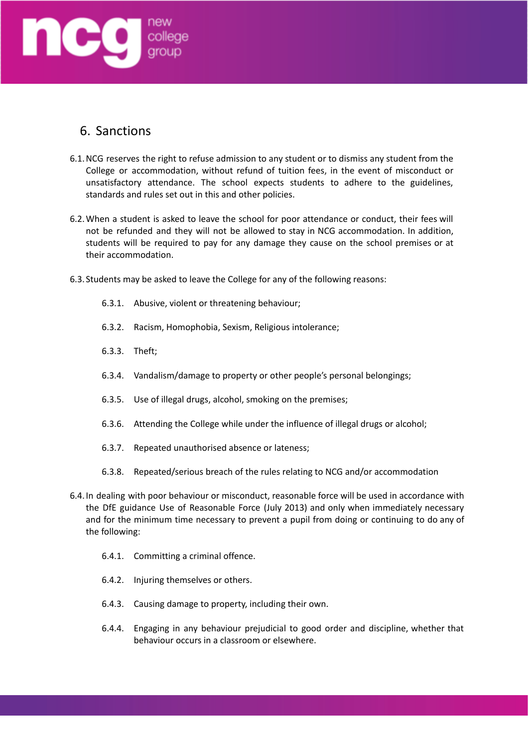## 6. Sanctions

6.1. NCG reserves the right to refuse admission to any student or to dismiss any student from the College or accommodation, without refund of tuition fees, in the event of misconduct or unsatisfactory attendance. The school expects students to adhere to the guidelines, standards and rules set out in this and other policies.

6.2. When a student is asked to leave the school for poor attendance or conduct, their fees will not be refunded and they will not be allowed to stay in NCG accommodation. In addition, students will be required to pay for any damage they cause on the school premises or at their accommodation.

6.3. Students may be asked to leave the College for any of the following reasons:

- 6.3.1. Abusive, violent or threatening behaviour;
- 6.3.2. Racism, Homophobia, Sexism, Religious intolerance;
- 6.3.3. Theft;
- 6.3.4. Vandalism/damage to property or other people's personal belongings;
- 6.3.5. Use of illegal drugs, alcohol, smoking on the premises;
- 6.3.6. Attending the College while under the influence of illegal drugs or alcohol;
- 6.3.7. Repeated unauthorised absence or lateness;
- 6.3.8. Repeated/serious breach of the rules relating to NCG and/or accommodation

6.4. In dealing with poor behaviour or misconduct, reasonable force will be used in accordance with the DfE guidance Use of Reasonable Force (July 2013) and only when immediately necessary and for the minimum time necessary to prevent a pupil from doing or continuing to do any of the following:

- 6.4.1. Committing a criminal offence.
- 6.4.2. Injuring themselves or others.
- 6.4.3. Causing damage to property, including their own.
- 6.4.4. Engaging in any behaviour prejudicial to good order and discipline, whether that behaviour occurs in a classroom or elsewhere.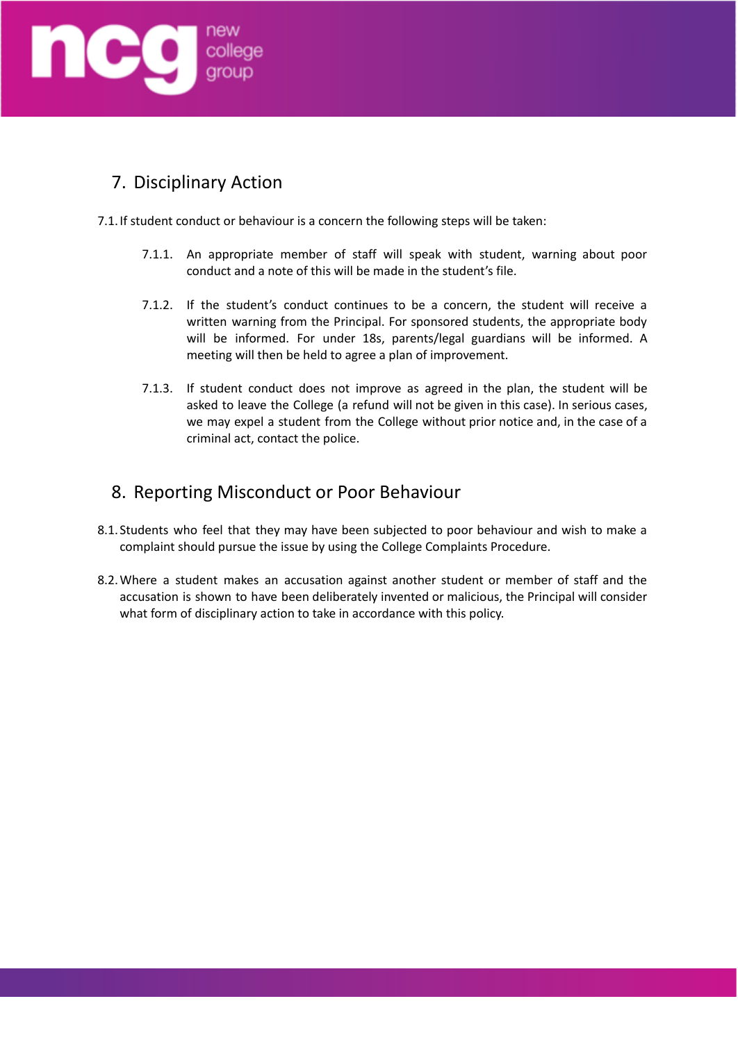## 7. Disciplinary Action

7.1. If student conduct or behaviour is a concern the following steps will be taken:

7.1.1. An appropriate member of staff will speak with student, warning about poor conduct and a note of this will be made in the student's file.

7.1.2. If the student's conduct continues to be a concern, the student will receive a written warning from the Principal. For sponsored students, the appropriate body will be informed. For under 18s, parents/legal guardians will be informed. A meeting will then be held to agree a plan of improvement.

7.1.3. If student conduct does not improve as agreed in the plan, the student will be asked to leave the College (a refund will not be given in this case). In serious cases, we may expel a student from the College without prior notice and, in the case of a criminal act, contact the police.

## 8. Reporting Misconduct or Poor Behaviour

8.1. Students who feel that they may have been subjected to poor behaviour and wish to make a complaint should pursue the issue by using the College Complaints Procedure.

8.2. Where a student makes an accusation against another student or member of staff and the accusation is shown to have been deliberately invented or malicious, the Principal will consider what form of disciplinary action to take in accordance with this policy.